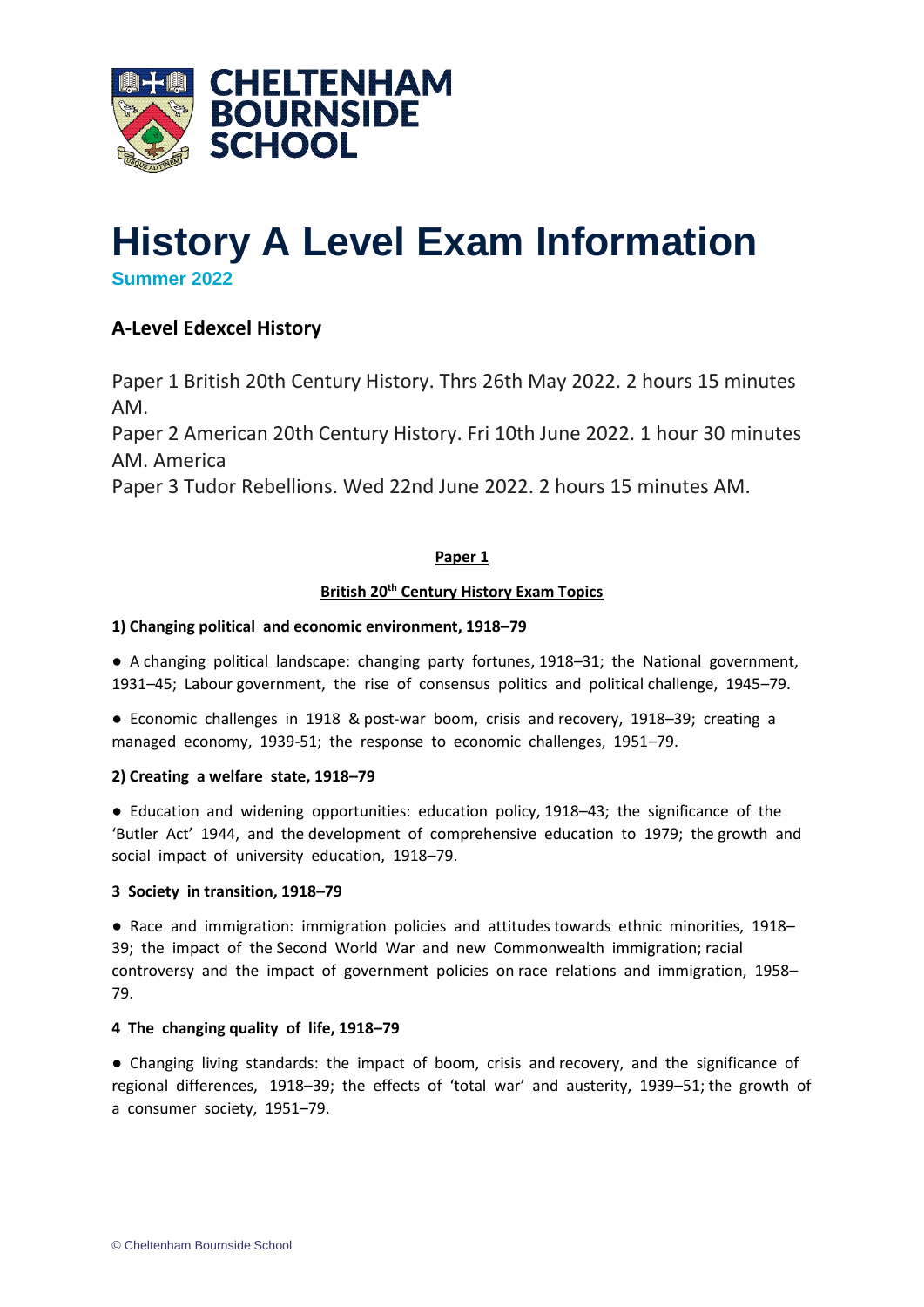CHELTENHAM BOURNSIDE SCHOOL

# History A Level Exam Information

**Summer 2022**

## A-Level Edexcel History

Paper 1 British 20th Century History. Thrs 26th May 2022. 2 hours 15 minutes AM.
Paper 2 American 20th Century History. Fri 10th June 2022. 1 hour 30 minutes AM. America
Paper 3 Tudor Rebellions. Wed 22nd June 2022. 2 hours 15 minutes AM.

**Paper 1**

**British 20th Century History Exam Topics**

**1) Changing political and economic environment, 1918–79**

● A changing political landscape: changing party fortunes, 1918–31; the National government, 1931–45; Labour government, the rise of consensus politics and political challenge, 1945–79.

● Economic challenges in 1918 & post-war boom, crisis and recovery, 1918–39; creating a managed economy, 1939-51; the response to economic challenges, 1951–79.

**2) Creating a welfare state, 1918–79**

● Education and widening opportunities: education policy, 1918–43; the significance of the 'Butler Act' 1944, and the development of comprehensive education to 1979; the growth and social impact of university education, 1918–79.

**3 Society in transition, 1918–79**

● Race and immigration: immigration policies and attitudes towards ethnic minorities, 1918–39; the impact of the Second World War and new Commonwealth immigration; racial controversy and the impact of government policies on race relations and immigration, 1958–79.

**4 The changing quality of life, 1918–79**

● Changing living standards: the impact of boom, crisis and recovery, and the significance of regional differences, 1918–39; the effects of 'total war' and austerity, 1939–51; the growth of a consumer society, 1951–79.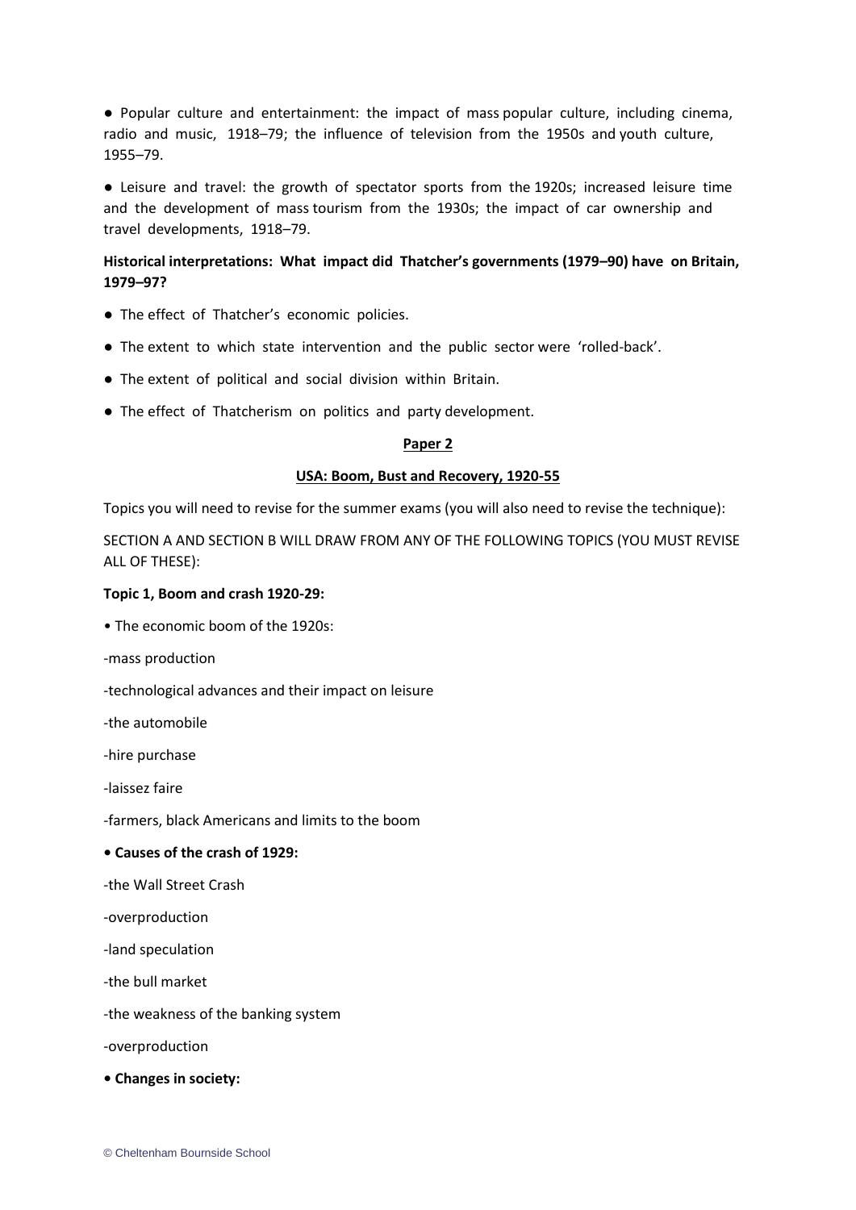- Popular culture and entertainment: the impact of mass popular culture, including cinema, radio and music, 1918–79; the influence of television from the 1950s and youth culture, 1955–79.
- Leisure and travel: the growth of spectator sports from the 1920s; increased leisure time and the development of mass tourism from the 1930s; the impact of car ownership and travel developments, 1918–79.

**Historical interpretations: What impact did Thatcher's governments (1979–90) have on Britain, 1979–97?**

- The effect of Thatcher's economic policies.
- The extent to which state intervention and the public sector were 'rolled-back'.
- The extent of political and social division within Britain.
- The effect of Thatcherism on politics and party development.

## Paper 2

### USA: Boom, Bust and Recovery, 1920-55

Topics you will need to revise for the summer exams (you will also need to revise the technique):

SECTION A AND SECTION B WILL DRAW FROM ANY OF THE FOLLOWING TOPICS (YOU MUST REVISE ALL OF THESE):

**Topic 1, Boom and crash 1920-29:**

- The economic boom of the 1920s:

-mass production

-technological advances and their impact on leisure

-the automobile

-hire purchase

-laissez faire

-farmers, black Americans and limits to the boom

- **Causes of the crash of 1929:**

-the Wall Street Crash

-overproduction

-land speculation

-the bull market

-the weakness of the banking system

-overproduction

- **Changes in society:**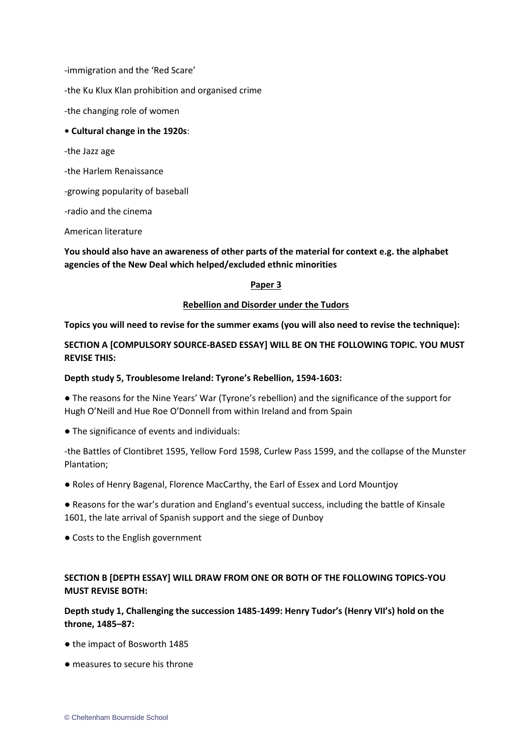-immigration and the 'Red Scare'

-the Ku Klux Klan prohibition and organised crime

-the changing role of women

• **Cultural change in the 1920s**:

-the Jazz age

-the Harlem Renaissance

-growing popularity of baseball

-radio and the cinema

American literature

**You should also have an awareness of other parts of the material for context e.g. the alphabet agencies of the New Deal which helped/excluded ethnic minorities**

## Paper 3

## Rebellion and Disorder under the Tudors

**Topics you will need to revise for the summer exams (you will also need to revise the technique):**

**SECTION A [COMPULSORY SOURCE-BASED ESSAY] WILL BE ON THE FOLLOWING TOPIC. YOU MUST REVISE THIS:**

**Depth study 5, Troublesome Ireland: Tyrone's Rebellion, 1594-1603:**

● The reasons for the Nine Years' War (Tyrone's rebellion) and the significance of the support for Hugh O'Neill and Hue Roe O'Donnell from within Ireland and from Spain

● The significance of events and individuals:

-the Battles of Clontibret 1595, Yellow Ford 1598, Curlew Pass 1599, and the collapse of the Munster Plantation;

● Roles of Henry Bagenal, Florence MacCarthy, the Earl of Essex and Lord Mountjoy

● Reasons for the war's duration and England's eventual success, including the battle of Kinsale 1601, the late arrival of Spanish support and the siege of Dunboy

● Costs to the English government

**SECTION B [DEPTH ESSAY] WILL DRAW FROM ONE OR BOTH OF THE FOLLOWING TOPICS-YOU MUST REVISE BOTH:**

**Depth study 1, Challenging the succession 1485-1499: Henry Tudor's (Henry VII's) hold on the throne, 1485–87:**

● the impact of Bosworth 1485

● measures to secure his throne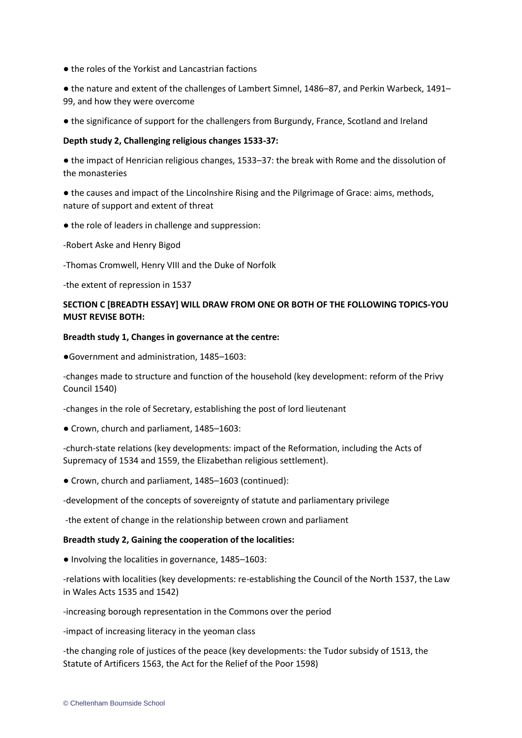- the roles of the Yorkist and Lancastrian factions
- the nature and extent of the challenges of Lambert Simnel, 1486–87, and Perkin Warbeck, 1491–99, and how they were overcome
- the significance of support for the challengers from Burgundy, France, Scotland and Ireland

**Depth study 2, Challenging religious changes 1533-37:**

- the impact of Henrician religious changes, 1533–37: the break with Rome and the dissolution of the monasteries
- the causes and impact of the Lincolnshire Rising and the Pilgrimage of Grace: aims, methods, nature of support and extent of threat
- the role of leaders in challenge and suppression:

-Robert Aske and Henry Bigod

-Thomas Cromwell, Henry VIII and the Duke of Norfolk

-the extent of repression in 1537

**SECTION C [BREADTH ESSAY] WILL DRAW FROM ONE OR BOTH OF THE FOLLOWING TOPICS-YOU MUST REVISE BOTH:**

**Breadth study 1, Changes in governance at the centre:**

- Government and administration, 1485–1603:

-changes made to structure and function of the household (key development: reform of the Privy Council 1540)

-changes in the role of Secretary, establishing the post of lord lieutenant

- Crown, church and parliament, 1485–1603:

-church-state relations (key developments: impact of the Reformation, including the Acts of Supremacy of 1534 and 1559, the Elizabethan religious settlement).

- Crown, church and parliament, 1485–1603 (continued):

-development of the concepts of sovereignty of statute and parliamentary privilege

-the extent of change in the relationship between crown and parliament

**Breadth study 2, Gaining the cooperation of the localities:**

- Involving the localities in governance, 1485–1603:

-relations with localities (key developments: re-establishing the Council of the North 1537, the Law in Wales Acts 1535 and 1542)

-increasing borough representation in the Commons over the period

-impact of increasing literacy in the yeoman class

-the changing role of justices of the peace (key developments: the Tudor subsidy of 1513, the Statute of Artificers 1563, the Act for the Relief of the Poor 1598)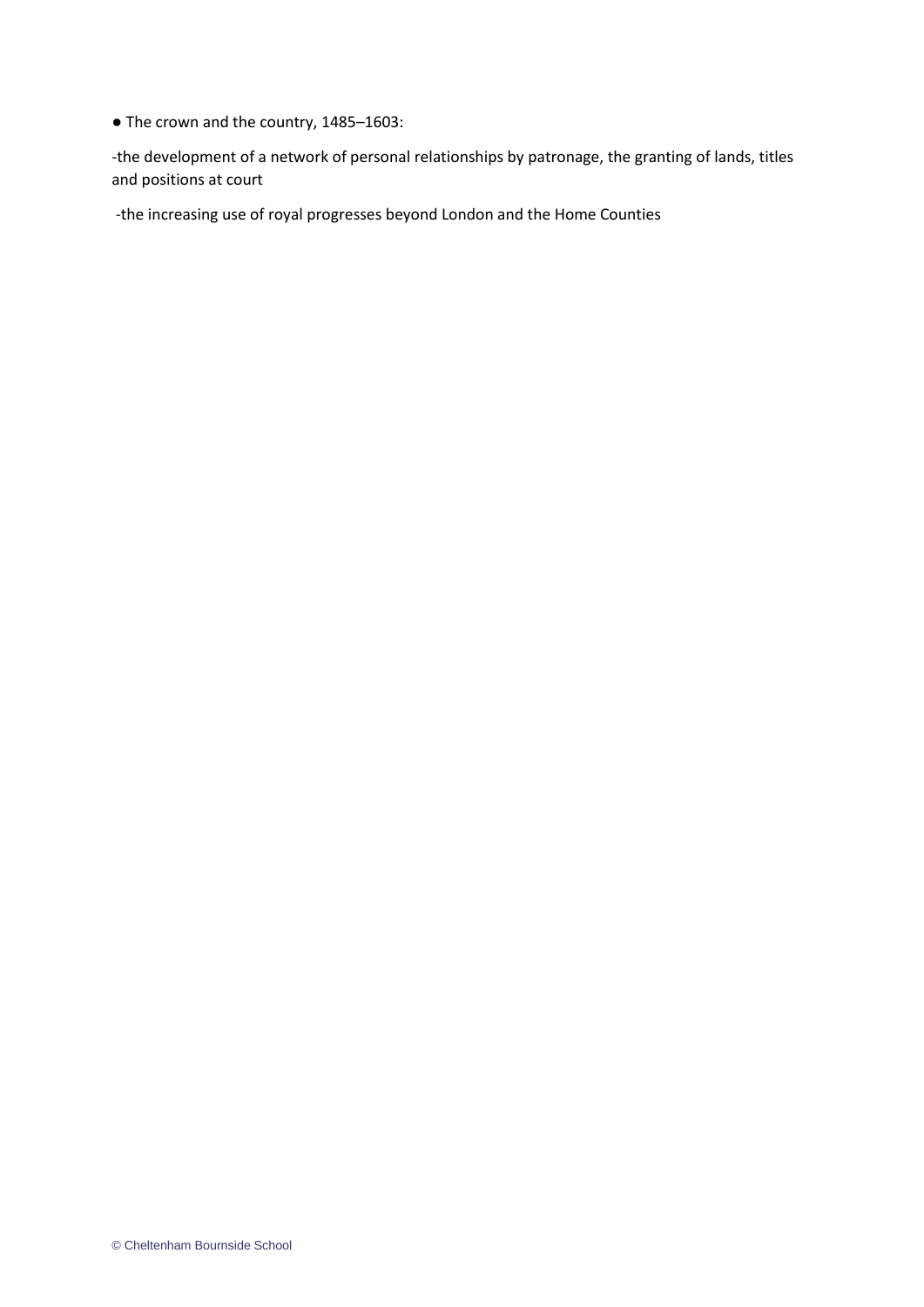- The crown and the country, 1485–1603:

-the development of a network of personal relationships by patronage, the granting of lands, titles and positions at court

-the increasing use of royal progresses beyond London and the Home Counties